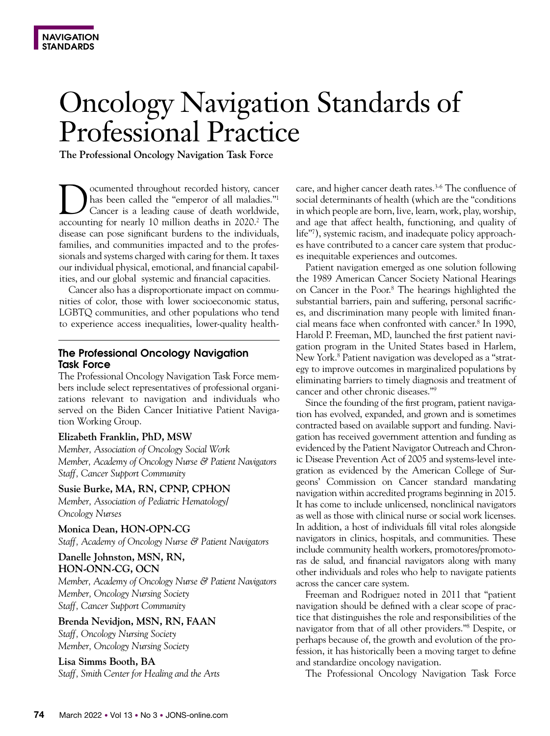NAVIGATION STANDARDS

# Oncology Navigation Standards of Professional Practice

**The Professional Oncology Navigation Task Force**

Documented throughout recorded history, cancer has been called the "emperor of all maladies."[1] Cancer is a leading cause of death worldwide, accounting for nearly 10 million deaths in 2020.[2] The disease can pose significant burdens to the individuals, families, and communities impacted and to the professionals and systems charged with caring for them. It taxes our individual physical, emotional, and financial capabilities, and our global systemic and financial capacities.

Cancer also has a disproportionate impact on communities of color, those with lower socioeconomic status, LGBTQ communities, and other populations who tend to experience access inequalities, lower-quality healthcare, and higher cancer death rates.[3-6] The confluence of social determinants of health (which are the "conditions in which people are born, live, learn, work, play, worship, and age that affect health, functioning, and quality of life"[7]), systemic racism, and inadequate policy approaches have contributed to a cancer care system that produces inequitable experiences and outcomes.

Patient navigation emerged as one solution following the 1989 American Cancer Society National Hearings on Cancer in the Poor.[8] The hearings highlighted the substantial barriers, pain and suffering, personal sacrifices, and discrimination many people with limited financial means face when confronted with cancer.[8] In 1990, Harold P. Freeman, MD, launched the first patient navigation program in the United States based in Harlem, New York.[8] Patient navigation was developed as a "strategy to improve outcomes in marginalized populations by eliminating barriers to timely diagnosis and treatment of cancer and other chronic diseases."[9]

Since the founding of the first program, patient navigation has evolved, expanded, and grown and is sometimes contracted based on available support and funding. Navigation has received government attention and funding as evidenced by the Patient Navigator Outreach and Chronic Disease Prevention Act of 2005 and systems-level integration as evidenced by the American College of Surgeons' Commission on Cancer standard mandating navigation within accredited programs beginning in 2015. It has come to include unlicensed, nonclinical navigators as well as those with clinical nurse or social work licenses. In addition, a host of individuals fill vital roles alongside navigators in clinics, hospitals, and communities. These include community health workers, promotores/promotoras de salud, and financial navigators along with many other individuals and roles who help to navigate patients across the cancer care system.

Freeman and Rodriguez noted in 2011 that "patient navigation should be defined with a clear scope of practice that distinguishes the role and responsibilities of the navigator from that of all other providers."[8] Despite, or perhaps because of, the growth and evolution of the profession, it has historically been a moving target to define and standardize oncology navigation.

The Professional Oncology Navigation Task Force

## The Professional Oncology Navigation Task Force

The Professional Oncology Navigation Task Force members include select representatives of professional organizations relevant to navigation and individuals who served on the Biden Cancer Initiative Patient Navigation Working Group.

**Elizabeth Franklin, PhD, MSW**
*Member, Association of Oncology Social Work*
*Member, Academy of Oncology Nurse & Patient Navigators*
*Staff, Cancer Support Community*

**Susie Burke, MA, RN, CPNP, CPHON**
*Member, Association of Pediatric Hematology/Oncology Nurses*

**Monica Dean, HON-OPN-CG**
*Staff, Academy of Oncology Nurse & Patient Navigators*

**Danelle Johnston, MSN, RN, HON-ONN-CG, OCN**
*Member, Academy of Oncology Nurse & Patient Navigators*
*Member, Oncology Nursing Society*
*Staff, Cancer Support Community*

**Brenda Nevidjon, MSN, RN, FAAN**
*Staff, Oncology Nursing Society*
*Member, Oncology Nursing Society*

**Lisa Simms Booth, BA**
*Staff, Smith Center for Healing and the Arts*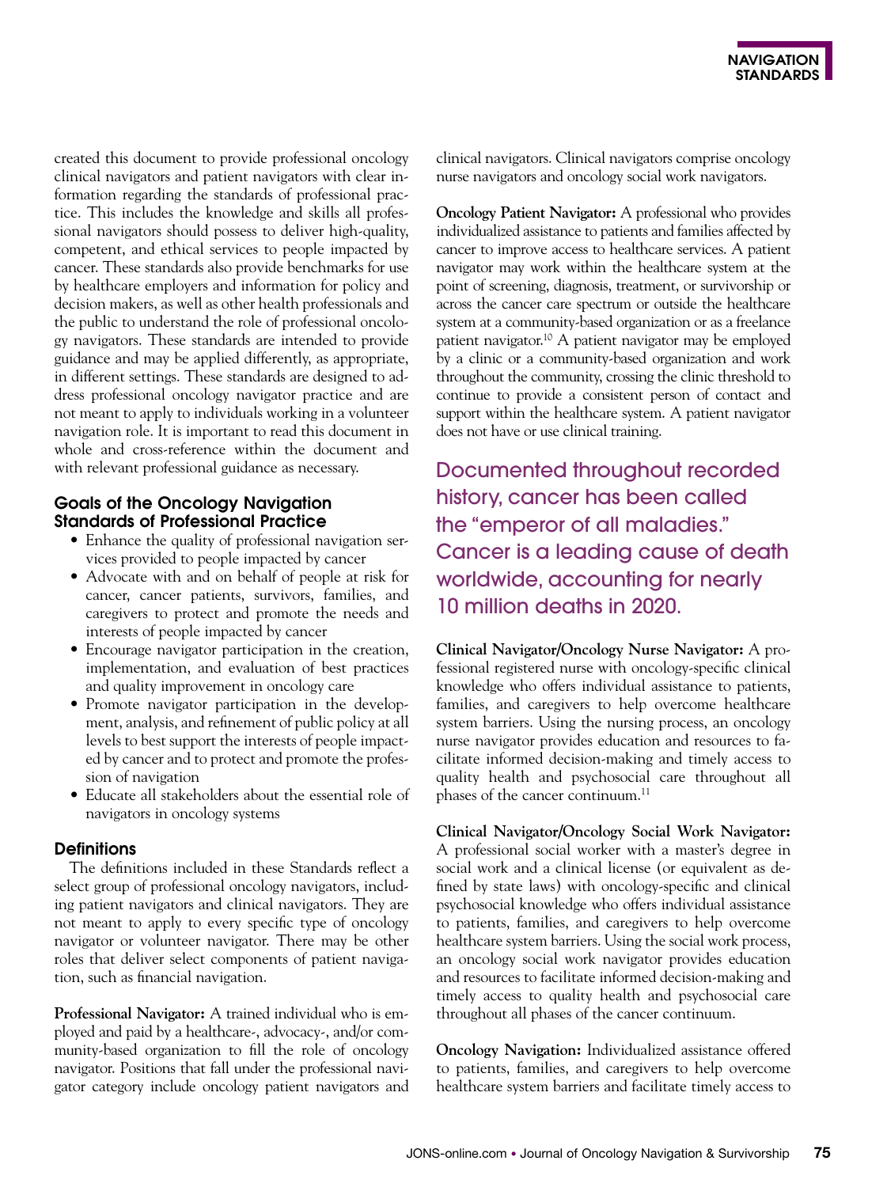created this document to provide professional oncology clinical navigators and patient navigators with clear information regarding the standards of professional practice. This includes the knowledge and skills all professional navigators should possess to deliver high-quality, competent, and ethical services to people impacted by cancer. These standards also provide benchmarks for use by healthcare employers and information for policy and decision makers, as well as other health professionals and the public to understand the role of professional oncology navigators. These standards are intended to provide guidance and may be applied differently, as appropriate, in different settings. These standards are designed to address professional oncology navigator practice and are not meant to apply to individuals working in a volunteer navigation role. It is important to read this document in whole and cross-reference within the document and with relevant professional guidance as necessary.

### Goals of the Oncology Navigation Standards of Professional Practice

- Enhance the quality of professional navigation services provided to people impacted by cancer
- Advocate with and on behalf of people at risk for cancer, cancer patients, survivors, families, and caregivers to protect and promote the needs and interests of people impacted by cancer
- Encourage navigator participation in the creation, implementation, and evaluation of best practices and quality improvement in oncology care
- Promote navigator participation in the development, analysis, and refinement of public policy at all levels to best support the interests of people impacted by cancer and to protect and promote the profession of navigation
- Educate all stakeholders about the essential role of navigators in oncology systems

### Definitions

The definitions included in these Standards reflect a select group of professional oncology navigators, including patient navigators and clinical navigators. They are not meant to apply to every specific type of oncology navigator or volunteer navigator. There may be other roles that deliver select components of patient navigation, such as financial navigation.

**Professional Navigator:** A trained individual who is employed and paid by a healthcare-, advocacy-, and/or community-based organization to fill the role of oncology navigator. Positions that fall under the professional navigator category include oncology patient navigators and clinical navigators. Clinical navigators comprise oncology nurse navigators and oncology social work navigators.

**Oncology Patient Navigator:** A professional who provides individualized assistance to patients and families affected by cancer to improve access to healthcare services. A patient navigator may work within the healthcare system at the point of screening, diagnosis, treatment, or survivorship or across the cancer care spectrum or outside the healthcare system at a community-based organization or as a freelance patient navigator.[10] A patient navigator may be employed by a clinic or a community-based organization and work throughout the community, crossing the clinic threshold to continue to provide a consistent person of contact and support within the healthcare system. A patient navigator does not have or use clinical training.

> Documented throughout recorded history, cancer has been called the "emperor of all maladies." Cancer is a leading cause of death worldwide, accounting for nearly 10 million deaths in 2020.

**Clinical Navigator/Oncology Nurse Navigator:** A professional registered nurse with oncology-specific clinical knowledge who offers individual assistance to patients, families, and caregivers to help overcome healthcare system barriers. Using the nursing process, an oncology nurse navigator provides education and resources to facilitate informed decision-making and timely access to quality health and psychosocial care throughout all phases of the cancer continuum.[11]

**Clinical Navigator/Oncology Social Work Navigator:** A professional social worker with a master's degree in social work and a clinical license (or equivalent as defined by state laws) with oncology-specific and clinical psychosocial knowledge who offers individual assistance to patients, families, and caregivers to help overcome healthcare system barriers. Using the social work process, an oncology social work navigator provides education and resources to facilitate informed decision-making and timely access to quality health and psychosocial care throughout all phases of the cancer continuum.

**Oncology Navigation:** Individualized assistance offered to patients, families, and caregivers to help overcome healthcare system barriers and facilitate timely access to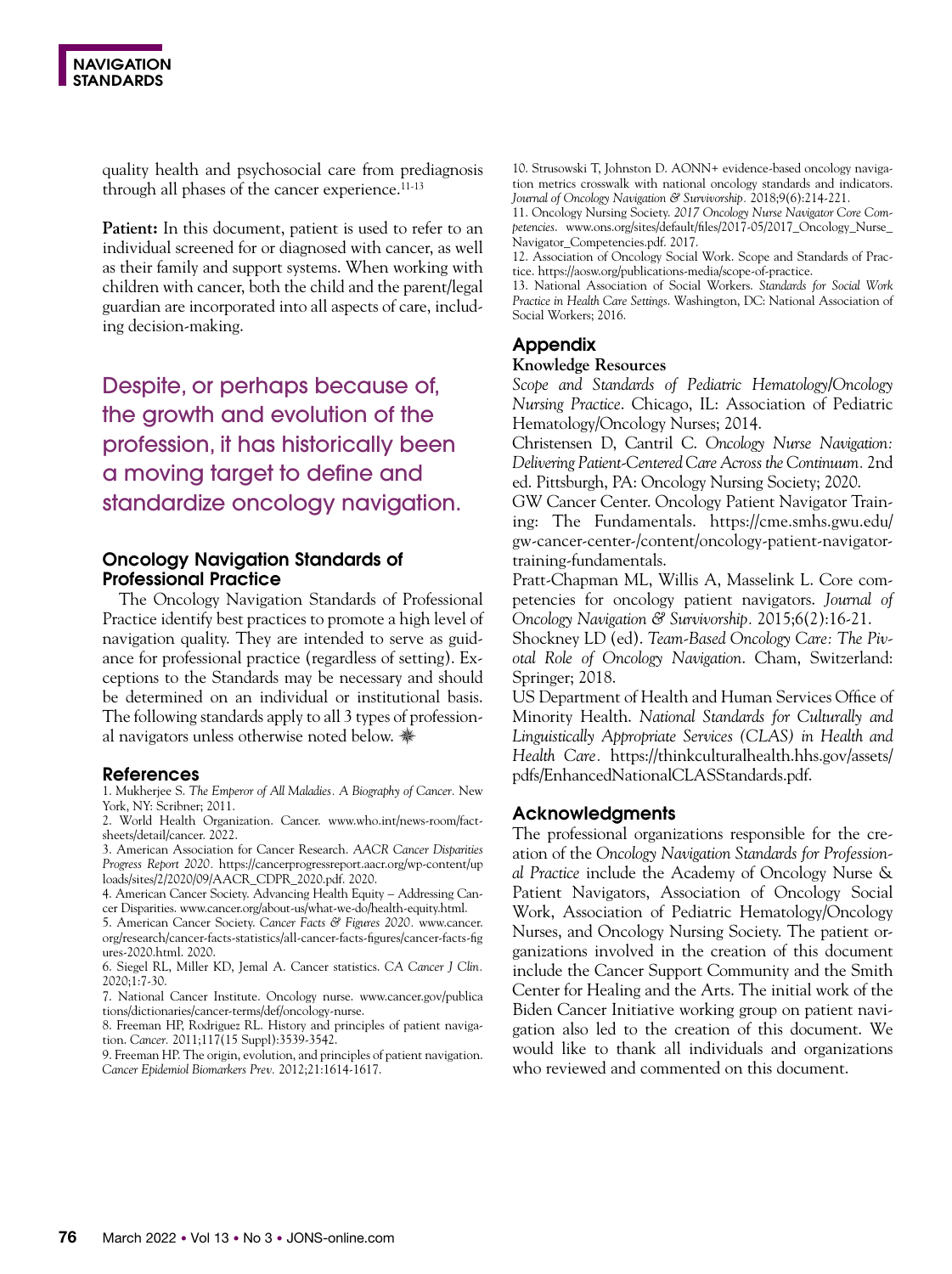quality health and psychosocial care from prediagnosis through all phases of the cancer experience.[11-13]

**Patient:** In this document, patient is used to refer to an individual screened for or diagnosed with cancer, as well as their family and support systems. When working with children with cancer, both the child and the parent/legal guardian are incorporated into all aspects of care, including decision-making.

Despite, or perhaps because of, the growth and evolution of the profession, it has historically been a moving target to define and standardize oncology navigation.

## Oncology Navigation Standards of Professional Practice

The Oncology Navigation Standards of Professional Practice identify best practices to promote a high level of navigation quality. They are intended to serve as guidance for professional practice (regardless of setting). Exceptions to the Standards may be necessary and should be determined on an individual or institutional basis. The following standards apply to all 3 types of professional navigators unless otherwise noted below.

## References

1. Mukherjee S. *The Emperor of All Maladies. A Biography of Cancer.* New York, NY: Scribner; 2011.
2. World Health Organization. Cancer. www.who.int/news-room/fact-sheets/detail/cancer. 2022.
3. American Association for Cancer Research. *AACR Cancer Disparities Progress Report 2020.* https://cancerprogressreport.aacr.org/wp-content/uploads/sites/2/2020/09/AACR_CDPR_2020.pdf. 2020.
4. American Cancer Society. Advancing Health Equity – Addressing Cancer Disparities. www.cancer.org/about-us/what-we-do/health-equity.html.
5. American Cancer Society. *Cancer Facts & Figures 2020.* www.cancer.org/research/cancer-facts-statistics/all-cancer-facts-figures/cancer-facts-figures-2020.html. 2020.
6. Siegel RL, Miller KD, Jemal A. Cancer statistics. *CA Cancer J Clin.* 2020;1:7-30.
7. National Cancer Institute. Oncology nurse. www.cancer.gov/publications/dictionaries/cancer-terms/def/oncology-nurse.
8. Freeman HP, Rodriguez RL. History and principles of patient navigation. *Cancer.* 2011;117(15 Suppl):3539-3542.
9. Freeman HP. The origin, evolution, and principles of patient navigation. *Cancer Epidemiol Biomarkers Prev.* 2012;21:1614-1617.
10. Strusowski T, Johnston D. AONN+ evidence-based oncology navigation metrics crosswalk with national oncology standards and indicators. *Journal of Oncology Navigation & Survivorship.* 2018;9(6):214-221.
11. Oncology Nursing Society. *2017 Oncology Nurse Navigator Core Competencies.* www.ons.org/sites/default/files/2017-05/2017_Oncology_Nurse_Navigator_Competencies.pdf. 2017.
12. Association of Oncology Social Work. Scope and Standards of Practice. https://aosw.org/publications-media/scope-of-practice.
13. National Association of Social Workers. *Standards for Social Work Practice in Health Care Settings.* Washington, DC: National Association of Social Workers; 2016.

## Appendix

**Knowledge Resources**

*Scope and Standards of Pediatric Hematology/Oncology Nursing Practice*. Chicago, IL: Association of Pediatric Hematology/Oncology Nurses; 2014.

Christensen D, Cantril C. *Oncology Nurse Navigation: Delivering Patient-Centered Care Across the Continuum.* 2nd ed. Pittsburgh, PA: Oncology Nursing Society; 2020.

GW Cancer Center. Oncology Patient Navigator Training: The Fundamentals. https://cme.smhs.gwu.edu/gw-cancer-center-/content/oncology-patient-navigator-training-fundamentals.

Pratt-Chapman ML, Willis A, Masselink L. Core competencies for oncology patient navigators. *Journal of Oncology Navigation & Survivorship.* 2015;6(2):16-21.

Shockney LD (ed). *Team-Based Oncology Care: The Pivotal Role of Oncology Navigation*. Cham, Switzerland: Springer; 2018.

US Department of Health and Human Services Office of Minority Health. *National Standards for Culturally and Linguistically Appropriate Services (CLAS) in Health and Health Care*. https://thinkculturalhealth.hhs.gov/assets/pdfs/EnhancedNationalCLASStandards.pdf.

## Acknowledgments

The professional organizations responsible for the creation of the *Oncology Navigation Standards for Professional Practice* include the Academy of Oncology Nurse & Patient Navigators, Association of Oncology Social Work, Association of Pediatric Hematology/Oncology Nurses, and Oncology Nursing Society. The patient organizations involved in the creation of this document include the Cancer Support Community and the Smith Center for Healing and the Arts. The initial work of the Biden Cancer Initiative working group on patient navigation also led to the creation of this document. We would like to thank all individuals and organizations who reviewed and commented on this document.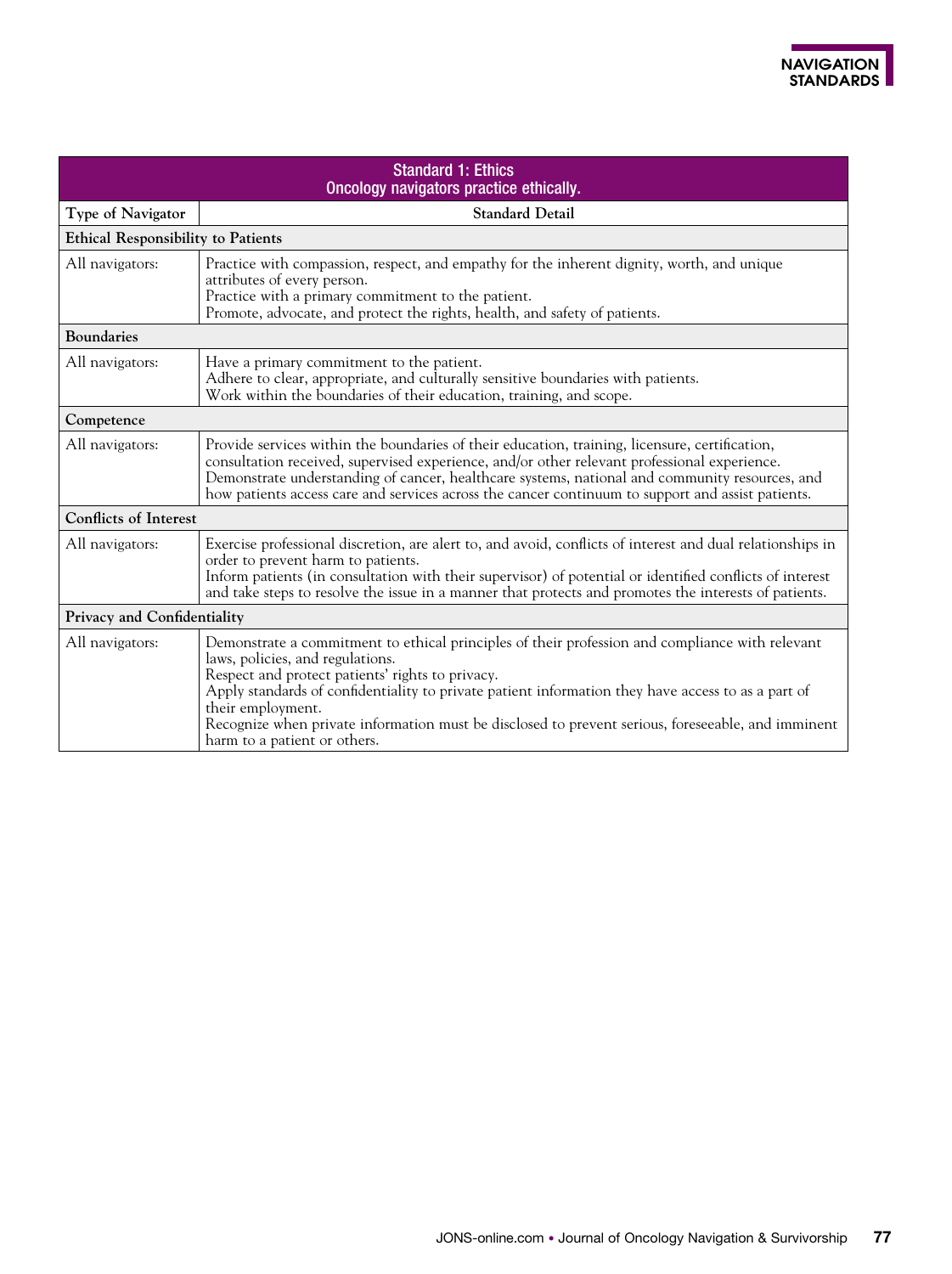| Standard 1: Ethics<br>Oncology navigators practice ethically. | |
|---|---|
| **Type of Navigator** | **Standard Detail** |
| **Ethical Responsibility to Patients** | |
| All navigators: | Practice with compassion, respect, and empathy for the inherent dignity, worth, and unique attributes of every person.<br>Practice with a primary commitment to the patient.<br>Promote, advocate, and protect the rights, health, and safety of patients. |
| **Boundaries** | |
| All navigators: | Have a primary commitment to the patient.<br>Adhere to clear, appropriate, and culturally sensitive boundaries with patients.<br>Work within the boundaries of their education, training, and scope. |
| **Competence** | |
| All navigators: | Provide services within the boundaries of their education, training, licensure, certification, consultation received, supervised experience, and/or other relevant professional experience.<br>Demonstrate understanding of cancer, healthcare systems, national and community resources, and how patients access care and services across the cancer continuum to support and assist patients. |
| **Conflicts of Interest** | |
| All navigators: | Exercise professional discretion, are alert to, and avoid, conflicts of interest and dual relationships in order to prevent harm to patients.<br>Inform patients (in consultation with their supervisor) of potential or identified conflicts of interest and take steps to resolve the issue in a manner that protects and promotes the interests of patients. |
| **Privacy and Confidentiality** | |
| All navigators: | Demonstrate a commitment to ethical principles of their profession and compliance with relevant laws, policies, and regulations.<br>Respect and protect patients' rights to privacy.<br>Apply standards of confidentiality to private patient information they have access to as a part of their employment.<br>Recognize when private information must be disclosed to prevent serious, foreseeable, and imminent harm to a patient or others. |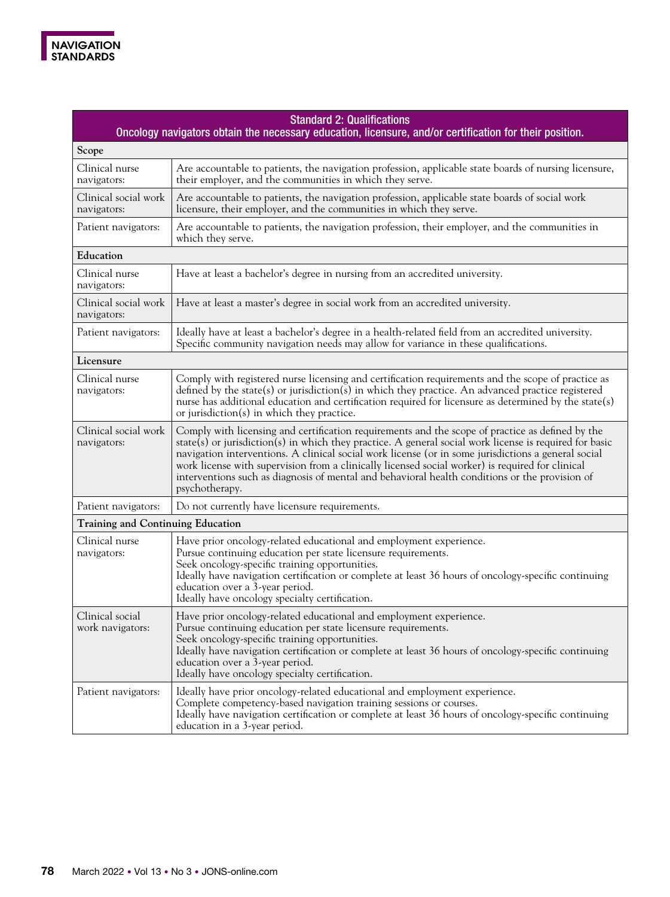| Standard 2: Qualifications<br>Oncology navigators obtain the necessary education, licensure, and/or certification for their position. | |
|---|---|
| **Scope** | |
| Clinical nurse navigators: | Are accountable to patients, the navigation profession, applicable state boards of nursing licensure, their employer, and the communities in which they serve. |
| Clinical social work navigators: | Are accountable to patients, the navigation profession, applicable state boards of social work licensure, their employer, and the communities in which they serve. |
| Patient navigators: | Are accountable to patients, the navigation profession, their employer, and the communities in which they serve. |
| **Education** | |
| Clinical nurse navigators: | Have at least a bachelor's degree in nursing from an accredited university. |
| Clinical social work navigators: | Have at least a master's degree in social work from an accredited university. |
| Patient navigators: | Ideally have at least a bachelor's degree in a health-related field from an accredited university. Specific community navigation needs may allow for variance in these qualifications. |
| **Licensure** | |
| Clinical nurse navigators: | Comply with registered nurse licensing and certification requirements and the scope of practice as defined by the state(s) or jurisdiction(s) in which they practice. An advanced practice registered nurse has additional education and certification required for licensure as determined by the state(s) or jurisdiction(s) in which they practice. |
| Clinical social work navigators: | Comply with licensing and certification requirements and the scope of practice as defined by the state(s) or jurisdiction(s) in which they practice. A general social work license is required for basic navigation interventions. A clinical social work license (or in some jurisdictions a general social work license with supervision from a clinically licensed social worker) is required for clinical interventions such as diagnosis of mental and behavioral health conditions or the provision of psychotherapy. |
| Patient navigators: | Do not currently have licensure requirements. |
| **Training and Continuing Education** | |
| Clinical nurse navigators: | Have prior oncology-related educational and employment experience.<br>Pursue continuing education per state licensure requirements.<br>Seek oncology-specific training opportunities.<br>Ideally have navigation certification or complete at least 36 hours of oncology-specific continuing education over a 3-year period.<br>Ideally have oncology specialty certification. |
| Clinical social work navigators: | Have prior oncology-related educational and employment experience.<br>Pursue continuing education per state licensure requirements.<br>Seek oncology-specific training opportunities.<br>Ideally have navigation certification or complete at least 36 hours of oncology-specific continuing education over a 3-year period.<br>Ideally have oncology specialty certification. |
| Patient navigators: | Ideally have prior oncology-related educational and employment experience.<br>Complete competency-based navigation training sessions or courses.<br>Ideally have navigation certification or complete at least 36 hours of oncology-specific continuing education in a 3-year period. |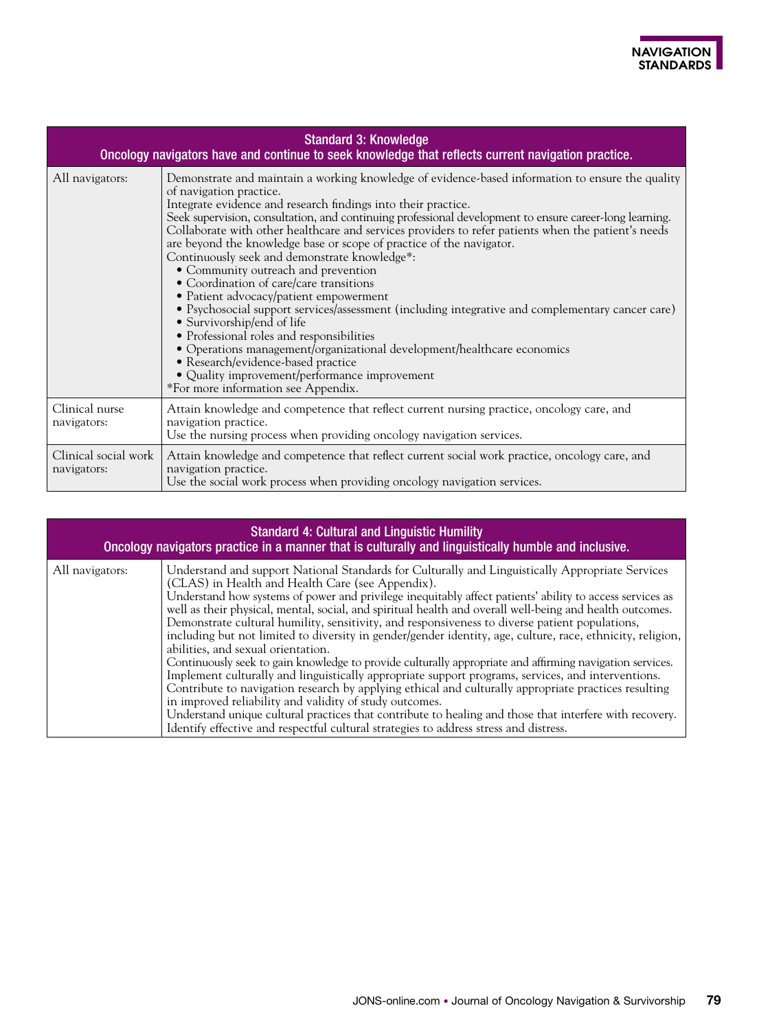| Standard 3: Knowledge<br>Oncology navigators have and continue to seek knowledge that reflects current navigation practice. | |
|---|---|
| All navigators: | Demonstrate and maintain a working knowledge of evidence-based information to ensure the quality of navigation practice.<br>Integrate evidence and research findings into their practice.<br>Seek supervision, consultation, and continuing professional development to ensure career-long learning.<br>Collaborate with other healthcare and services providers to refer patients when the patient's needs are beyond the knowledge base or scope of practice of the navigator.<br>Continuously seek and demonstrate knowledge*:<br>• Community outreach and prevention<br>• Coordination of care/care transitions<br>• Patient advocacy/patient empowerment<br>• Psychosocial support services/assessment (including integrative and complementary cancer care)<br>• Survivorship/end of life<br>• Professional roles and responsibilities<br>• Operations management/organizational development/healthcare economics<br>• Research/evidence-based practice<br>• Quality improvement/performance improvement<br>*For more information see Appendix. |
| Clinical nurse navigators: | Attain knowledge and competence that reflect current nursing practice, oncology care, and navigation practice.<br>Use the nursing process when providing oncology navigation services. |
| Clinical social work navigators: | Attain knowledge and competence that reflect current social work practice, oncology care, and navigation practice.<br>Use the social work process when providing oncology navigation services. |

| Standard 4: Cultural and Linguistic Humility<br>Oncology navigators practice in a manner that is culturally and linguistically humble and inclusive. | |
|---|---|
| All navigators: | Understand and support National Standards for Culturally and Linguistically Appropriate Services (CLAS) in Health and Health Care (see Appendix).<br>Understand how systems of power and privilege inequitably affect patients' ability to access services as well as their physical, mental, social, and spiritual health and overall well-being and health outcomes.<br>Demonstrate cultural humility, sensitivity, and responsiveness to diverse patient populations, including but not limited to diversity in gender/gender identity, age, culture, race, ethnicity, religion, abilities, and sexual orientation.<br>Continuously seek to gain knowledge to provide culturally appropriate and affirming navigation services.<br>Implement culturally and linguistically appropriate support programs, services, and interventions.<br>Contribute to navigation research by applying ethical and culturally appropriate practices resulting in improved reliability and validity of study outcomes.<br>Understand unique cultural practices that contribute to healing and those that interfere with recovery.<br>Identify effective and respectful cultural strategies to address stress and distress. |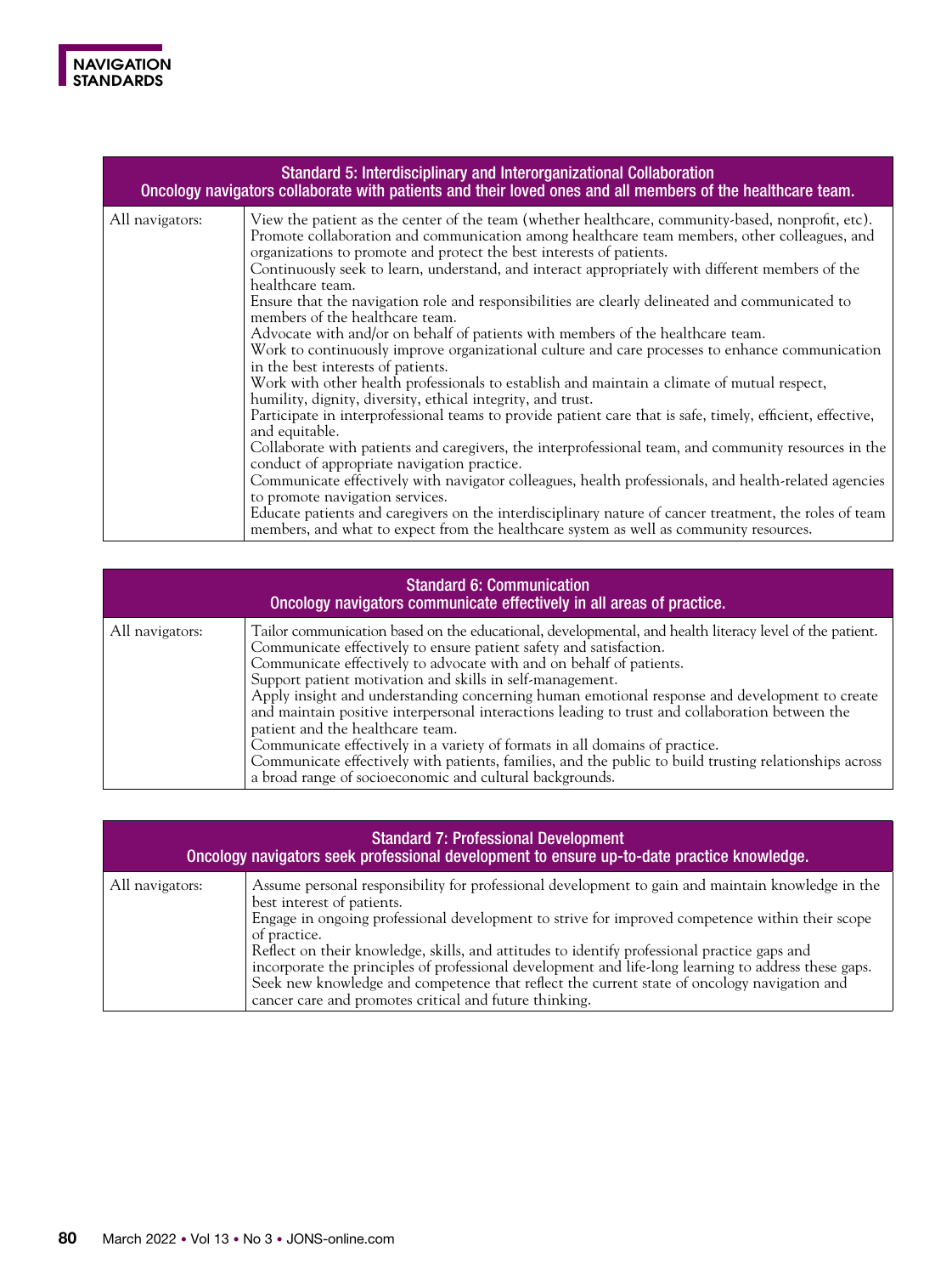| Standard 5: Interdisciplinary and Interorganizational Collaboration<br>Oncology navigators collaborate with patients and their loved ones and all members of the healthcare team. | |
|---|---|
| All navigators: | View the patient as the center of the team (whether healthcare, community-based, nonprofit, etc).<br>Promote collaboration and communication among healthcare team members, other colleagues, and organizations to promote and protect the best interests of patients.<br>Continuously seek to learn, understand, and interact appropriately with different members of the healthcare team.<br>Ensure that the navigation role and responsibilities are clearly delineated and communicated to members of the healthcare team.<br>Advocate with and/or on behalf of patients with members of the healthcare team.<br>Work to continuously improve organizational culture and care processes to enhance communication in the best interests of patients.<br>Work with other health professionals to establish and maintain a climate of mutual respect, humility, dignity, diversity, ethical integrity, and trust.<br>Participate in interprofessional teams to provide patient care that is safe, timely, efficient, effective, and equitable.<br>Collaborate with patients and caregivers, the interprofessional team, and community resources in the conduct of appropriate navigation practice.<br>Communicate effectively with navigator colleagues, health professionals, and health-related agencies to promote navigation services.<br>Educate patients and caregivers on the interdisciplinary nature of cancer treatment, the roles of team members, and what to expect from the healthcare system as well as community resources. |

| Standard 6: Communication<br>Oncology navigators communicate effectively in all areas of practice. | |
|---|---|
| All navigators: | Tailor communication based on the educational, developmental, and health literacy level of the patient.<br>Communicate effectively to ensure patient safety and satisfaction.<br>Communicate effectively to advocate with and on behalf of patients.<br>Support patient motivation and skills in self-management.<br>Apply insight and understanding concerning human emotional response and development to create and maintain positive interpersonal interactions leading to trust and collaboration between the patient and the healthcare team.<br>Communicate effectively in a variety of formats in all domains of practice.<br>Communicate effectively with patients, families, and the public to build trusting relationships across a broad range of socioeconomic and cultural backgrounds. |

| Standard 7: Professional Development<br>Oncology navigators seek professional development to ensure up-to-date practice knowledge. | |
|---|---|
| All navigators: | Assume personal responsibility for professional development to gain and maintain knowledge in the best interest of patients.<br>Engage in ongoing professional development to strive for improved competence within their scope of practice.<br>Reflect on their knowledge, skills, and attitudes to identify professional practice gaps and incorporate the principles of professional development and life-long learning to address these gaps.<br>Seek new knowledge and competence that reflect the current state of oncology navigation and cancer care and promotes critical and future thinking. |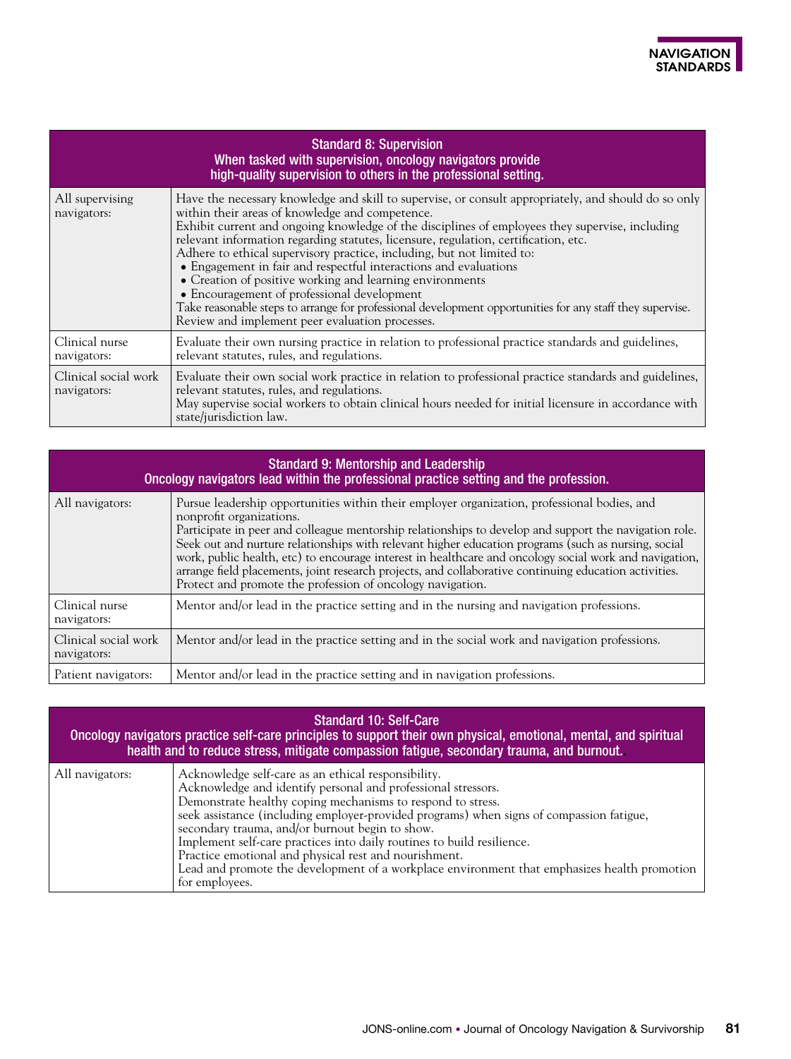| Standard 8: Supervision<br>When tasked with supervision, oncology navigators provide high-quality supervision to others in the professional setting. | |
|---|---|
| All supervising navigators: | Have the necessary knowledge and skill to supervise, or consult appropriately, and should do so only within their areas of knowledge and competence.<br>Exhibit current and ongoing knowledge of the disciplines of employees they supervise, including relevant information regarding statutes, licensure, regulation, certification, etc.<br>Adhere to ethical supervisory practice, including, but not limited to:<br>• Engagement in fair and respectful interactions and evaluations<br>• Creation of positive working and learning environments<br>• Encouragement of professional development<br>Take reasonable steps to arrange for professional development opportunities for any staff they supervise.<br>Review and implement peer evaluation processes. |
| Clinical nurse navigators: | Evaluate their own nursing practice in relation to professional practice standards and guidelines, relevant statutes, rules, and regulations. |
| Clinical social work navigators: | Evaluate their own social work practice in relation to professional practice standards and guidelines, relevant statutes, rules, and regulations.<br>May supervise social workers to obtain clinical hours needed for initial licensure in accordance with state/jurisdiction law. |

| Standard 9: Mentorship and Leadership<br>Oncology navigators lead within the professional practice setting and the profession. | |
|---|---|
| All navigators: | Pursue leadership opportunities within their employer organization, professional bodies, and nonprofit organizations.<br>Participate in peer and colleague mentorship relationships to develop and support the navigation role.<br>Seek out and nurture relationships with relevant higher education programs (such as nursing, social work, public health, etc) to encourage interest in healthcare and oncology social work and navigation, arrange field placements, joint research projects, and collaborative continuing education activities.<br>Protect and promote the profession of oncology navigation. |
| Clinical nurse navigators: | Mentor and/or lead in the practice setting and in the nursing and navigation professions. |
| Clinical social work navigators: | Mentor and/or lead in the practice setting and in the social work and navigation professions. |
| Patient navigators: | Mentor and/or lead in the practice setting and in navigation professions. |

| Standard 10: Self-Care<br>Oncology navigators practice self-care principles to support their own physical, emotional, mental, and spiritual health and to reduce stress, mitigate compassion fatigue, secondary trauma, and burnout. | |
|---|---|
| All navigators: | Acknowledge self-care as an ethical responsibility.<br>Acknowledge and identify personal and professional stressors.<br>Demonstrate healthy coping mechanisms to respond to stress.<br>seek assistance (including employer-provided programs) when signs of compassion fatigue, secondary trauma, and/or burnout begin to show.<br>Implement self-care practices into daily routines to build resilience.<br>Practice emotional and physical rest and nourishment.<br>Lead and promote the development of a workplace environment that emphasizes health promotion for employees. |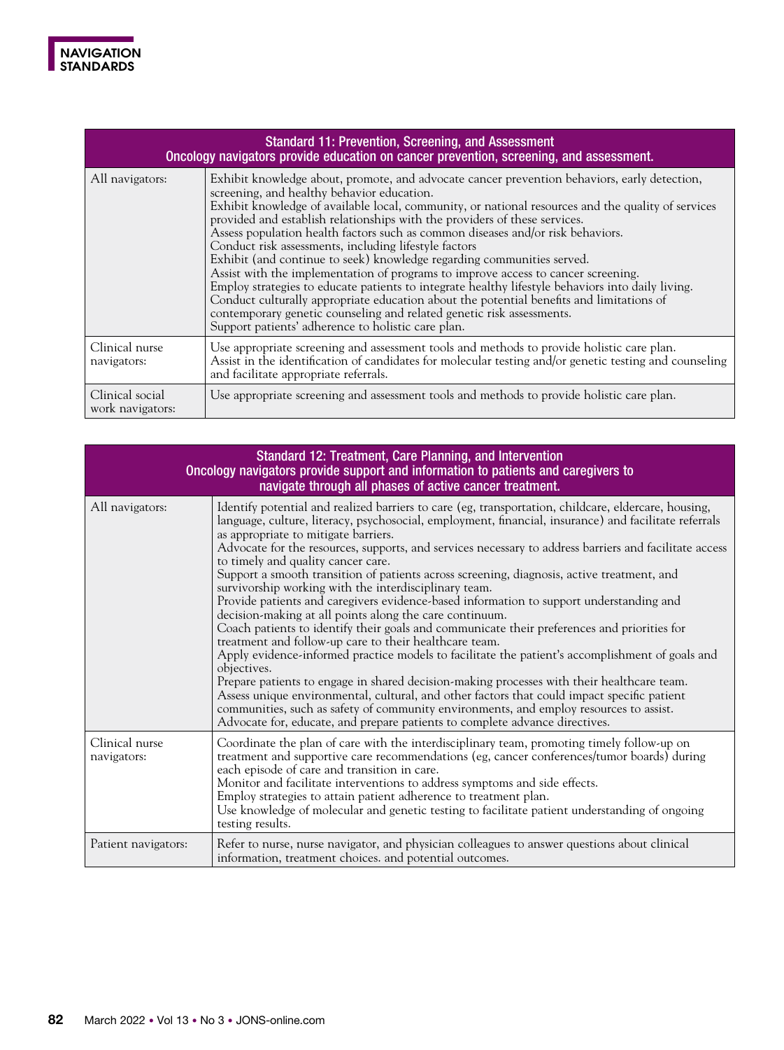| Standard 11: Prevention, Screening, and Assessment<br>Oncology navigators provide education on cancer prevention, screening, and assessment. | |
|---|---|
| All navigators: | Exhibit knowledge about, promote, and advocate cancer prevention behaviors, early detection, screening, and healthy behavior education.<br>Exhibit knowledge of available local, community, or national resources and the quality of services provided and establish relationships with the providers of these services.<br>Assess population health factors such as common diseases and/or risk behaviors.<br>Conduct risk assessments, including lifestyle factors<br>Exhibit (and continue to seek) knowledge regarding communities served.<br>Assist with the implementation of programs to improve access to cancer screening.<br>Employ strategies to educate patients to integrate healthy lifestyle behaviors into daily living.<br>Conduct culturally appropriate education about the potential benefits and limitations of contemporary genetic counseling and related genetic risk assessments.<br>Support patients' adherence to holistic care plan. |
| Clinical nurse navigators: | Use appropriate screening and assessment tools and methods to provide holistic care plan.<br>Assist in the identification of candidates for molecular testing and/or genetic testing and counseling and facilitate appropriate referrals. |
| Clinical social work navigators: | Use appropriate screening and assessment tools and methods to provide holistic care plan. |

| Standard 12: Treatment, Care Planning, and Intervention<br>Oncology navigators provide support and information to patients and caregivers to navigate through all phases of active cancer treatment. | |
|---|---|
| All navigators: | Identify potential and realized barriers to care (eg, transportation, childcare, eldercare, housing, language, culture, literacy, psychosocial, employment, financial, insurance) and facilitate referrals as appropriate to mitigate barriers.<br>Advocate for the resources, supports, and services necessary to address barriers and facilitate access to timely and quality cancer care.<br>Support a smooth transition of patients across screening, diagnosis, active treatment, and survivorship working with the interdisciplinary team.<br>Provide patients and caregivers evidence-based information to support understanding and decision-making at all points along the care continuum.<br>Coach patients to identify their goals and communicate their preferences and priorities for treatment and follow-up care to their healthcare team.<br>Apply evidence-informed practice models to facilitate the patient's accomplishment of goals and objectives.<br>Prepare patients to engage in shared decision-making processes with their healthcare team.<br>Assess unique environmental, cultural, and other factors that could impact specific patient communities, such as safety of community environments, and employ resources to assist.<br>Advocate for, educate, and prepare patients to complete advance directives. |
| Clinical nurse navigators: | Coordinate the plan of care with the interdisciplinary team, promoting timely follow-up on treatment and supportive care recommendations (eg, cancer conferences/tumor boards) during each episode of care and transition in care.<br>Monitor and facilitate interventions to address symptoms and side effects.<br>Employ strategies to attain patient adherence to treatment plan.<br>Use knowledge of molecular and genetic testing to facilitate patient understanding of ongoing testing results. |
| Patient navigators: | Refer to nurse, nurse navigator, and physician colleagues to answer questions about clinical information, treatment choices. and potential outcomes. |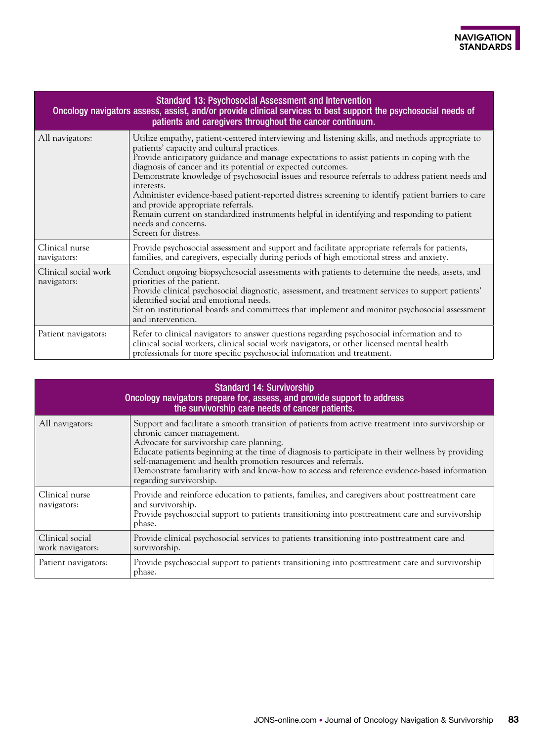| Standard 13: Psychosocial Assessment and Intervention<br>Oncology navigators assess, assist, and/or provide clinical services to best support the psychosocial needs of patients and caregivers throughout the cancer continuum. | |
|---|---|
| All navigators: | Utilize empathy, patient-centered interviewing and listening skills, and methods appropriate to patients' capacity and cultural practices.<br>Provide anticipatory guidance and manage expectations to assist patients in coping with the diagnosis of cancer and its potential or expected outcomes.<br>Demonstrate knowledge of psychosocial issues and resource referrals to address patient needs and interests.<br>Administer evidence-based patient-reported distress screening to identify patient barriers to care and provide appropriate referrals.<br>Remain current on standardized instruments helpful in identifying and responding to patient needs and concerns.<br>Screen for distress. |
| Clinical nurse navigators: | Provide psychosocial assessment and support and facilitate appropriate referrals for patients, families, and caregivers, especially during periods of high emotional stress and anxiety. |
| Clinical social work navigators: | Conduct ongoing biopsychosocial assessments with patients to determine the needs, assets, and priorities of the patient.<br>Provide clinical psychosocial diagnostic, assessment, and treatment services to support patients' identified social and emotional needs.<br>Sit on institutional boards and committees that implement and monitor psychosocial assessment and intervention. |
| Patient navigators: | Refer to clinical navigators to answer questions regarding psychosocial information and to clinical social workers, clinical social work navigators, or other licensed mental health professionals for more specific psychosocial information and treatment. |

| Standard 14: Survivorship<br>Oncology navigators prepare for, assess, and provide support to address the survivorship care needs of cancer patients. | |
|---|---|
| All navigators: | Support and facilitate a smooth transition of patients from active treatment into survivorship or chronic cancer management.<br>Advocate for survivorship care planning.<br>Educate patients beginning at the time of diagnosis to participate in their wellness by providing self-management and health promotion resources and referrals.<br>Demonstrate familiarity with and know-how to access and reference evidence-based information regarding survivorship. |
| Clinical nurse navigators: | Provide and reinforce education to patients, families, and caregivers about posttreatment care and survivorship.<br>Provide psychosocial support to patients transitioning into posttreatment care and survivorship phase. |
| Clinical social work navigators: | Provide clinical psychosocial services to patients transitioning into posttreatment care and survivorship. |
| Patient navigators: | Provide psychosocial support to patients transitioning into posttreatment care and survivorship phase. |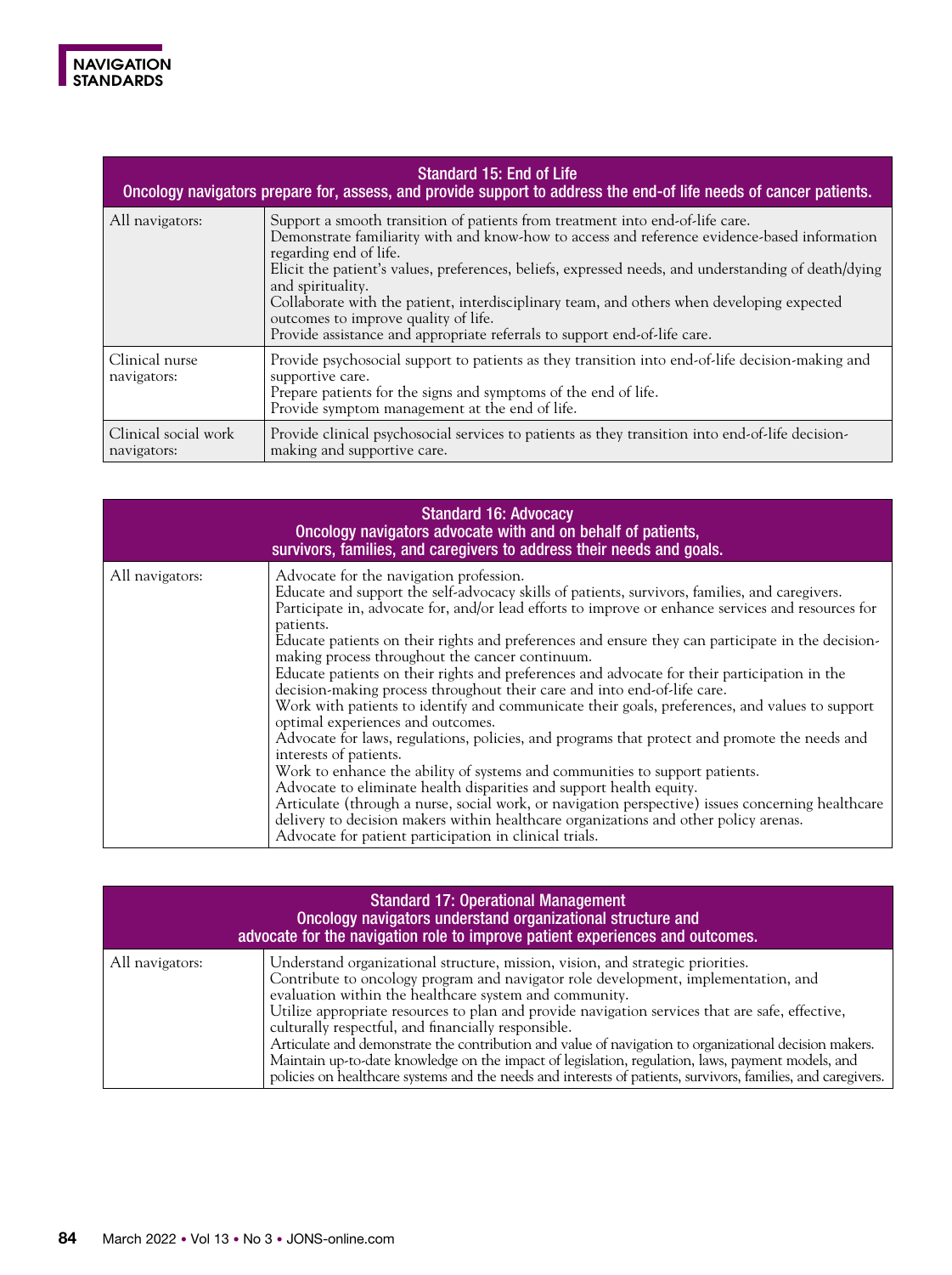| Standard 15: End of Life<br>Oncology navigators prepare for, assess, and provide support to address the end-of life needs of cancer patients. | |
|---|---|
| All navigators: | Support a smooth transition of patients from treatment into end-of-life care.<br>Demonstrate familiarity with and know-how to access and reference evidence-based information regarding end of life.<br>Elicit the patient's values, preferences, beliefs, expressed needs, and understanding of death/dying and spirituality.<br>Collaborate with the patient, interdisciplinary team, and others when developing expected outcomes to improve quality of life.<br>Provide assistance and appropriate referrals to support end-of-life care. |
| Clinical nurse navigators: | Provide psychosocial support to patients as they transition into end-of-life decision-making and supportive care.<br>Prepare patients for the signs and symptoms of the end of life.<br>Provide symptom management at the end of life. |
| Clinical social work navigators: | Provide clinical psychosocial services to patients as they transition into end-of-life decision-making and supportive care. |

| Standard 16: Advocacy<br>Oncology navigators advocate with and on behalf of patients, survivors, families, and caregivers to address their needs and goals. | |
|---|---|
| All navigators: | Advocate for the navigation profession.<br>Educate and support the self-advocacy skills of patients, survivors, families, and caregivers.<br>Participate in, advocate for, and/or lead efforts to improve or enhance services and resources for patients.<br>Educate patients on their rights and preferences and ensure they can participate in the decision-making process throughout the cancer continuum.<br>Educate patients on their rights and preferences and advocate for their participation in the decision-making process throughout their care and into end-of-life care.<br>Work with patients to identify and communicate their goals, preferences, and values to support optimal experiences and outcomes.<br>Advocate for laws, regulations, policies, and programs that protect and promote the needs and interests of patients.<br>Work to enhance the ability of systems and communities to support patients.<br>Advocate to eliminate health disparities and support health equity.<br>Articulate (through a nurse, social work, or navigation perspective) issues concerning healthcare delivery to decision makers within healthcare organizations and other policy arenas.<br>Advocate for patient participation in clinical trials. |

| Standard 17: Operational Management<br>Oncology navigators understand organizational structure and advocate for the navigation role to improve patient experiences and outcomes. | |
|---|---|
| All navigators: | Understand organizational structure, mission, vision, and strategic priorities.<br>Contribute to oncology program and navigator role development, implementation, and evaluation within the healthcare system and community.<br>Utilize appropriate resources to plan and provide navigation services that are safe, effective, culturally respectful, and financially responsible.<br>Articulate and demonstrate the contribution and value of navigation to organizational decision makers.<br>Maintain up-to-date knowledge on the impact of legislation, regulation, laws, payment models, and policies on healthcare systems and the needs and interests of patients, survivors, families, and caregivers. |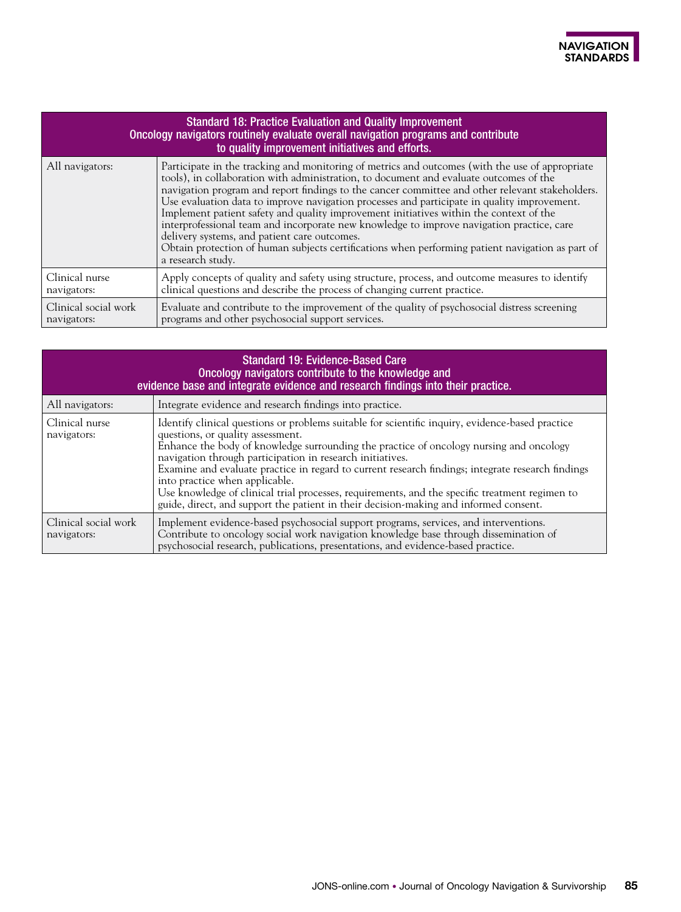| Standard 18: Practice Evaluation and Quality Improvement<br>Oncology navigators routinely evaluate overall navigation programs and contribute to quality improvement initiatives and efforts. | |
|---|---|
| All navigators: | Participate in the tracking and monitoring of metrics and outcomes (with the use of appropriate tools), in collaboration with administration, to document and evaluate outcomes of the navigation program and report findings to the cancer committee and other relevant stakeholders.<br>Use evaluation data to improve navigation processes and participate in quality improvement.<br>Implement patient safety and quality improvement initiatives within the context of the interprofessional team and incorporate new knowledge to improve navigation practice, care delivery systems, and patient care outcomes.<br>Obtain protection of human subjects certifications when performing patient navigation as part of a research study. |
| Clinical nurse navigators: | Apply concepts of quality and safety using structure, process, and outcome measures to identify clinical questions and describe the process of changing current practice. |
| Clinical social work navigators: | Evaluate and contribute to the improvement of the quality of psychosocial distress screening programs and other psychosocial support services. |

| Standard 19: Evidence-Based Care<br>Oncology navigators contribute to the knowledge and evidence base and integrate evidence and research findings into their practice. | |
|---|---|
| All navigators: | Integrate evidence and research findings into practice. |
| Clinical nurse navigators: | Identify clinical questions or problems suitable for scientific inquiry, evidence-based practice questions, or quality assessment.<br>Enhance the body of knowledge surrounding the practice of oncology nursing and oncology navigation through participation in research initiatives.<br>Examine and evaluate practice in regard to current research findings; integrate research findings into practice when applicable.<br>Use knowledge of clinical trial processes, requirements, and the specific treatment regimen to guide, direct, and support the patient in their decision-making and informed consent. |
| Clinical social work navigators: | Implement evidence-based psychosocial support programs, services, and interventions.<br>Contribute to oncology social work navigation knowledge base through dissemination of psychosocial research, publications, presentations, and evidence-based practice. |